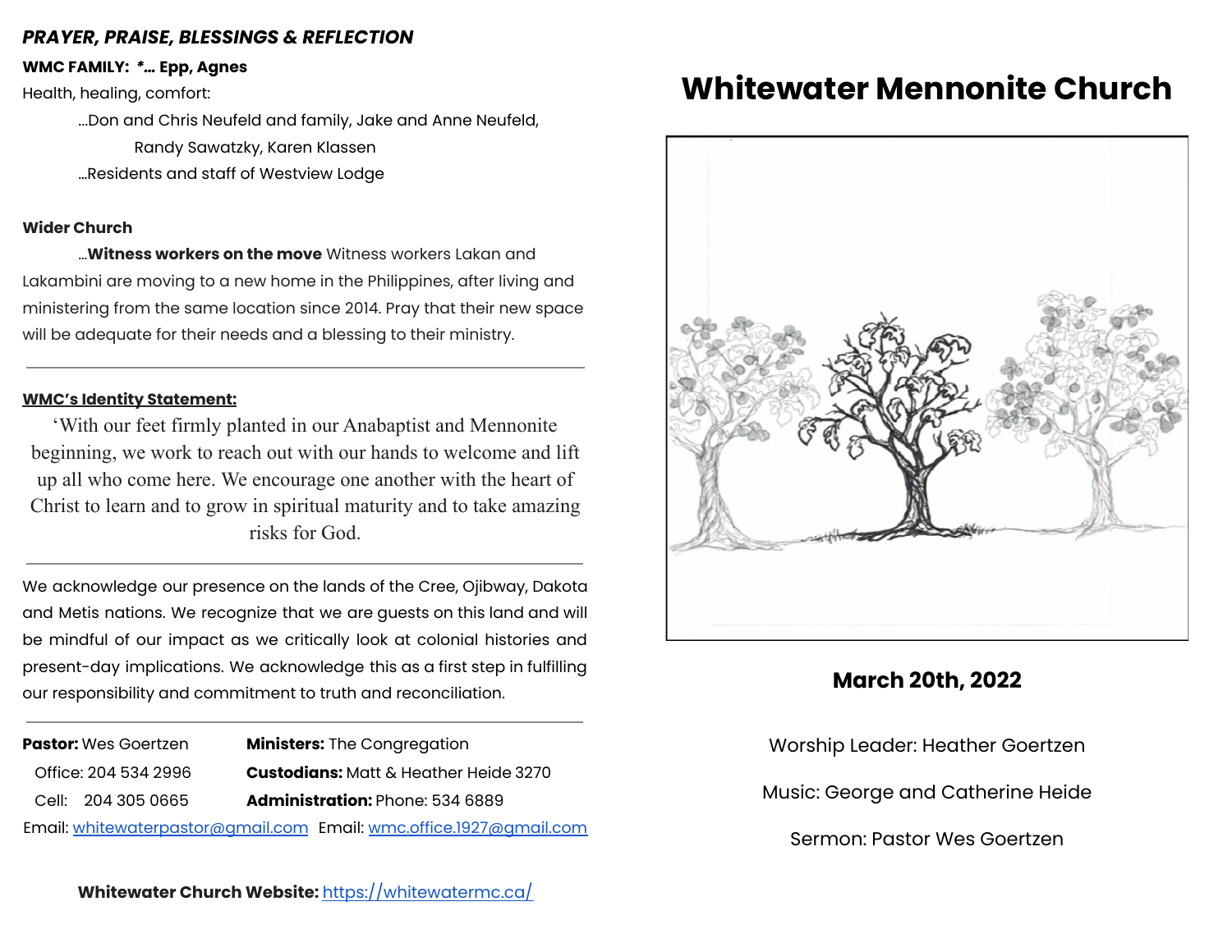***PRAYER, PRAISE, BLESSINGS & REFLECTION***

**WMC FAMILY:** ***... Epp, Agnes**

Health, healing, comfort:

...Don and Chris Neufeld and family, Jake and Anne Neufeld, Randy Sawatzky, Karen Klassen

...Residents and staff of Westview Lodge

**Wider Church**

...**Witness workers on the move** Witness workers Lakan and Lakambini are moving to a new home in the Philippines, after living and ministering from the same location since 2014. Pray that their new space will be adequate for their needs and a blessing to their ministry.

---

**WMC's Identity Statement:**

'With our feet firmly planted in our Anabaptist and Mennonite beginning, we work to reach out with our hands to welcome and lift up all who come here. We encourage one another with the heart of Christ to learn and to grow in spiritual maturity and to take amazing risks for God.

---

We acknowledge our presence on the lands of the Cree, Ojibway, Dakota and Metis nations. We recognize that we are guests on this land and will be mindful of our impact as we critically look at colonial histories and present-day implications. We acknowledge this as a first step in fulfilling our responsibility and commitment to truth and reconciliation.

---

**Pastor:** Wes Goertzen
Office: 204 534 2996
Cell: 204 305 0665
Email: whitewaterpastor@gmail.com

**Ministers:** The Congregation
**Custodians:** Matt & Heather Heide 3270
**Administration:** Phone: 534 6889
Email: wmc.office.1927@gmail.com

**Whitewater Church Website:** https://whitewatermc.ca/

# Whitewater Mennonite Church

**March 20th, 2022**

Worship Leader: Heather Goertzen

Music: George and Catherine Heide

Sermon: Pastor Wes Goertzen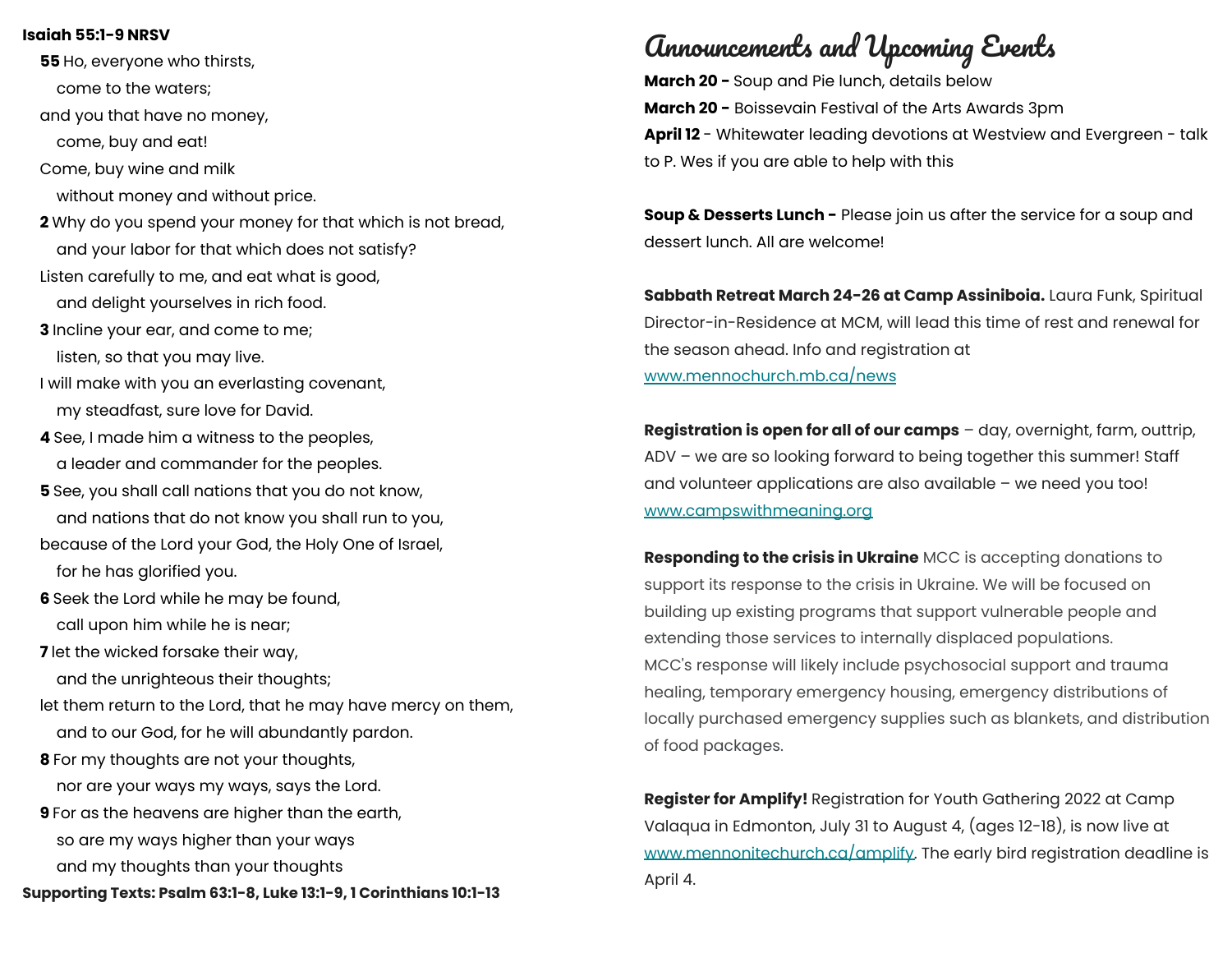**Isaiah 55:1-9 NRSV**

**55** Ho, everyone who thirsts,
come to the waters;
and you that have no money,
come, buy and eat!
Come, buy wine and milk
without money and without price.
**2** Why do you spend your money for that which is not bread,
and your labor for that which does not satisfy?
Listen carefully to me, and eat what is good,
and delight yourselves in rich food.
**3** Incline your ear, and come to me;
listen, so that you may live.
I will make with you an everlasting covenant,
my steadfast, sure love for David.
**4** See, I made him a witness to the peoples,
a leader and commander for the peoples.
**5** See, you shall call nations that you do not know,
and nations that do not know you shall run to you,
because of the Lord your God, the Holy One of Israel,
for he has glorified you.
**6** Seek the Lord while he may be found,
call upon him while he is near;
**7** let the wicked forsake their way,
and the unrighteous their thoughts;
let them return to the Lord, that he may have mercy on them,
and to our God, for he will abundantly pardon.
**8** For my thoughts are not your thoughts,
nor are your ways my ways, says the Lord.
**9** For as the heavens are higher than the earth,
so are my ways higher than your ways
and my thoughts than your thoughts

**Supporting Texts: Psalm 63:1-8, Luke 13:1-9, 1 Corinthians 10:1-13**

# Announcements and Upcoming Events

**March 20 -** Soup and Pie lunch, details below
**March 20 -** Boissevain Festival of the Arts Awards 3pm
**April 12** - Whitewater leading devotions at Westview and Evergreen - talk to P. Wes if you are able to help with this

**Soup & Desserts Lunch -** Please join us after the service for a soup and dessert lunch. All are welcome!

**Sabbath Retreat March 24-26 at Camp Assiniboia.** Laura Funk, Spiritual Director-in-Residence at MCM, will lead this time of rest and renewal for the season ahead. Info and registration at www.mennochurch.mb.ca/news

**Registration is open for all of our camps** – day, overnight, farm, outtrip, ADV – we are so looking forward to being together this summer! Staff and volunteer applications are also available – we need you too! www.campswithmeaning.org

**Responding to the crisis in Ukraine** MCC is accepting donations to support its response to the crisis in Ukraine. We will be focused on building up existing programs that support vulnerable people and extending those services to internally displaced populations. MCC's response will likely include psychosocial support and trauma healing, temporary emergency housing, emergency distributions of locally purchased emergency supplies such as blankets, and distribution of food packages.

**Register for Amplify!** Registration for Youth Gathering 2022 at Camp Valaqua in Edmonton, July 31 to August 4, (ages 12-18), is now live at www.mennonitechurch.ca/amplify. The early bird registration deadline is April 4.